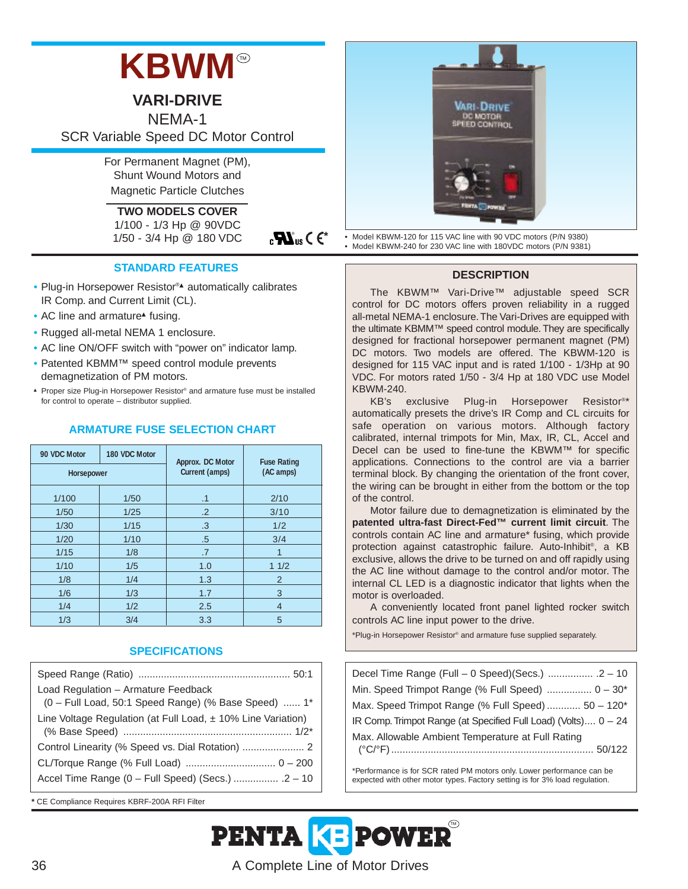# KBWM™

## VARI-DRIVE

NEMA-1

SCR Variable Speed DC Motor Control

For Permanent Magnet (PM), Shunt Wound Motors and Magnetic Particle Clutches

**TWO MODELS COVER**

1/100 - 1/3 Hp @ 90VDC

1/50 - 3/4 Hp @ 180 VDC

- Model KBWM-120 for 115 VAC line with 90 VDC motors (P/N 9380)
- Model KBWM-240 for 230 VAC line with 180VDC motors (P/N 9381)

### STANDARD FEATURES

- Plug-in Horsepower Resistor®▲ automatically calibrates IR Comp. and Current Limit (CL).
- AC line and armature▲ fusing.
- Rugged all-metal NEMA 1 enclosure.
- AC line ON/OFF switch with "power on" indicator lamp.
- Patented KBMM™ speed control module prevents demagnetization of PM motors.

▲ Proper size Plug-in Horsepower Resistor® and armature fuse must be installed for control to operate – distributor supplied.

### ARMATURE FUSE SELECTION CHART

| 90 VDC Motor | 180 VDC Motor | Approx. DC Motor Current (amps) | Fuse Rating (AC amps) |
|---|---|---|---|
| Horsepower | | | |
| 1/100 | 1/50 | .1 | 2/10 |
| 1/50 | 1/25 | .2 | 3/10 |
| 1/30 | 1/15 | .3 | 1/2 |
| 1/20 | 1/10 | .5 | 3/4 |
| 1/15 | 1/8 | .7 | 1 |
| 1/10 | 1/5 | 1.0 | 1 1/2 |
| 1/8 | 1/4 | 1.3 | 2 |
| 1/6 | 1/3 | 1.7 | 3 |
| 1/4 | 1/2 | 2.5 | 4 |
| 1/3 | 3/4 | 3.3 | 5 |

### DESCRIPTION

The KBWM™ Vari-Drive™ adjustable speed SCR control for DC motors offers proven reliability in a rugged all-metal NEMA-1 enclosure. The Vari-Drives are equipped with the ultimate KBMM™ speed control module. They are specifically designed for fractional horsepower permanent magnet (PM) DC motors. Two models are offered. The KBWM-120 is designed for 115 VAC input and is rated 1/100 - 1/3Hp at 90 VDC. For motors rated 1/50 - 3/4 Hp at 180 VDC use Model KBWM-240.

KB's exclusive Plug-in Horsepower Resistor®* automatically presets the drive's IR Comp and CL circuits for safe operation on various motors. Although factory calibrated, internal trimpots for Min, Max, IR, CL, Accel and Decel can be used to fine-tune the KBWM™ for specific applications. Connections to the control are via a barrier terminal block. By changing the orientation of the front cover, the wiring can be brought in either from the bottom or the top of the control.

Motor failure due to demagnetization is eliminated by the **patented ultra-fast Direct-Fed™ current limit circuit**. The controls contain AC line and armature* fusing, which provide protection against catastrophic failure. Auto-Inhibit®, a KB exclusive, allows the drive to be turned on and off rapidly using the AC line without damage to the control and/or motor. The internal CL LED is a diagnostic indicator that lights when the motor is overloaded.

A conveniently located front panel lighted rocker switch controls AC line input power to the drive.

*Plug-in Horsepower Resistor® and armature fuse supplied separately.

### SPECIFICATIONS

| Specification | Value |
|---|---|
| Speed Range (Ratio) | 50:1 |
| Load Regulation – Armature Feedback (0 – Full Load, 50:1 Speed Range) (% Base Speed) | 1* |
| Line Voltage Regulation (at Full Load, ± 10% Line Variation) (% Base Speed) | 1/2* |
| Control Linearity (% Speed vs. Dial Rotation) | 2 |
| CL/Torque Range (% Full Load) | 0 – 200 |
| Accel Time Range (0 – Full Speed) (Secs.) | .2 – 10 |
| Decel Time Range (Full – 0 Speed)(Secs.) | .2 – 10 |
| Min. Speed Trimpot Range (% Full Speed) | 0 – 30* |
| Max. Speed Trimpot Range (% Full Speed) | 50 – 120* |
| IR Comp. Trimpot Range (at Specified Full Load) (Volts) | 0 – 24 |
| Max. Allowable Ambient Temperature at Full Rating (°C/°F) | 50/122 |

*Performance is for SCR rated PM motors only. Lower performance can be expected with other motor types. Factory setting is for 3% load regulation.

**\*** CE Compliance Requires KBRF-200A RFI Filter

PENTA KB POWER™

A Complete Line of Motor Drives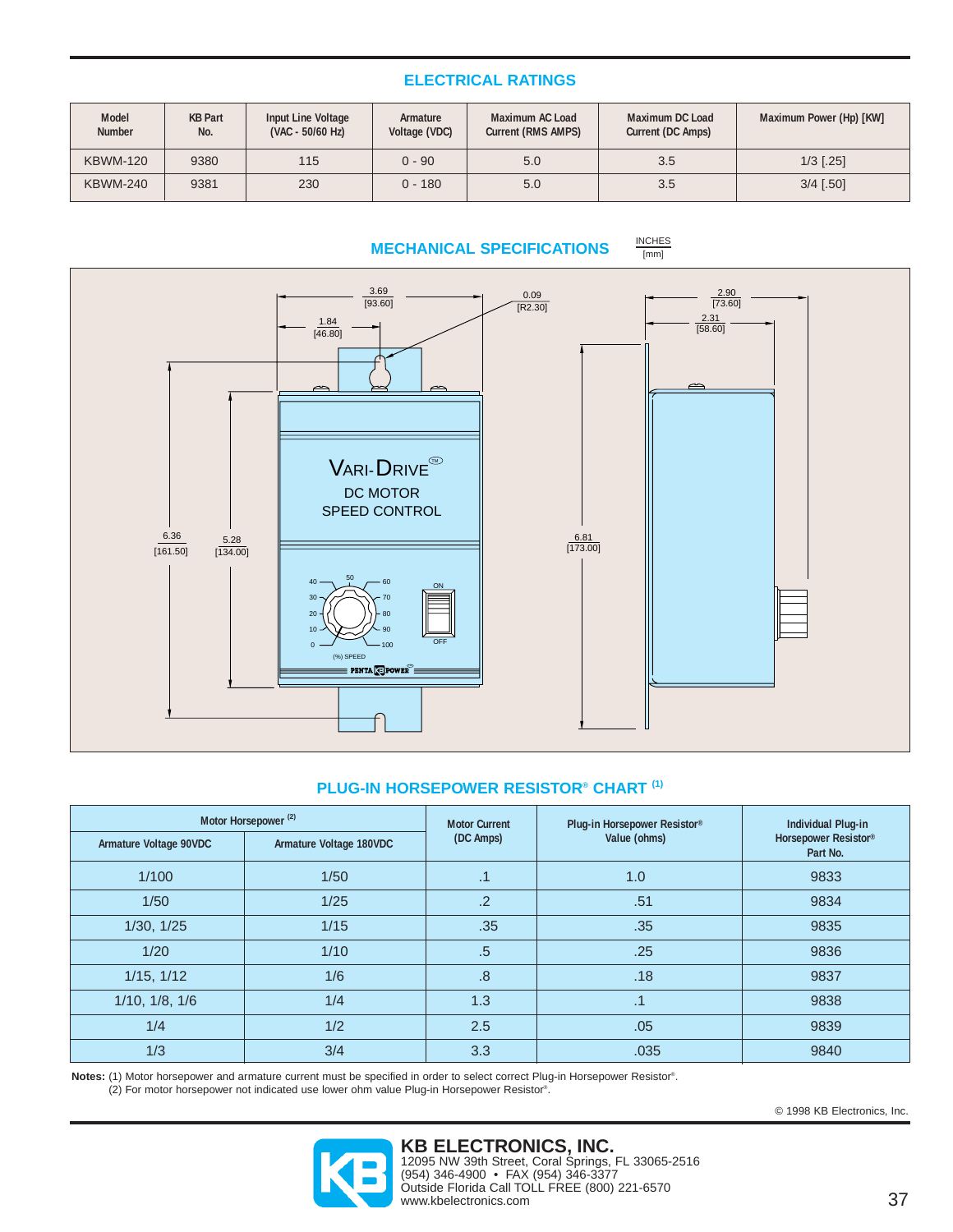## ELECTRICAL RATINGS

| Model Number | KB Part No. | Input Line Voltage (VAC - 50/60 Hz) | Armature Voltage (VDC) | Maximum AC Load Current (RMS AMPS) | Maximum DC Load Current (DC Amps) | Maximum Power (Hp) [KW] |
|---|---|---|---|---|---|---|
| KBWM-120 | 9380 | 115 | 0 - 90 | 5.0 | 3.5 | 1/3 [.25] |
| KBWM-240 | 9381 | 230 | 0 - 180 | 5.0 | 3.5 | 3/4 [.50] |

## MECHANICAL SPECIFICATIONS

INCHES
[mm]

3.69
[93.60]

1.84
[46.80]

0.09
[R2.30]

2.90
[73.60]

2.31
[58.60]

6.36
[161.50]

5.28
[134.00]

6.81
[173.00]

VARI-DRIVE™
DC MOTOR
SPEED CONTROL

40 50 60
30 70
20 80
10 90
0 100
(%) SPEED

ON
OFF

PENTA KB POWER

## PLUG-IN HORSEPOWER RESISTOR® CHART (1)

| Motor Horsepower (2) | | Motor Current (DC Amps) | Plug-in Horsepower Resistor® Value (ohms) | Individual Plug-in Horsepower Resistor® Part No. |
|---|---|---|---|---|
| Armature Voltage 90VDC | Armature Voltage 180VDC | | | |
| 1/100 | 1/50 | .1 | 1.0 | 9833 |
| 1/50 | 1/25 | .2 | .51 | 9834 |
| 1/30, 1/25 | 1/15 | .35 | .35 | 9835 |
| 1/20 | 1/10 | .5 | .25 | 9836 |
| 1/15, 1/12 | 1/6 | .8 | .18 | 9837 |
| 1/10, 1/8, 1/6 | 1/4 | 1.3 | .1 | 9838 |
| 1/4 | 1/2 | 2.5 | .05 | 9839 |
| 1/3 | 3/4 | 3.3 | .035 | 9840 |

**Notes:** (1) Motor horsepower and armature current must be specified in order to select correct Plug-in Horsepower Resistor®.
(2) For motor horsepower not indicated use lower ohm value Plug-in Horsepower Resistor®.

© 1998 KB Electronics, Inc.

**KB ELECTRONICS, INC.**
12095 NW 39th Street, Coral Springs, FL 33065-2516
(954) 346-4900 • FAX (954) 346-3377
Outside Florida Call TOLL FREE (800) 221-6570
www.kbelectronics.com